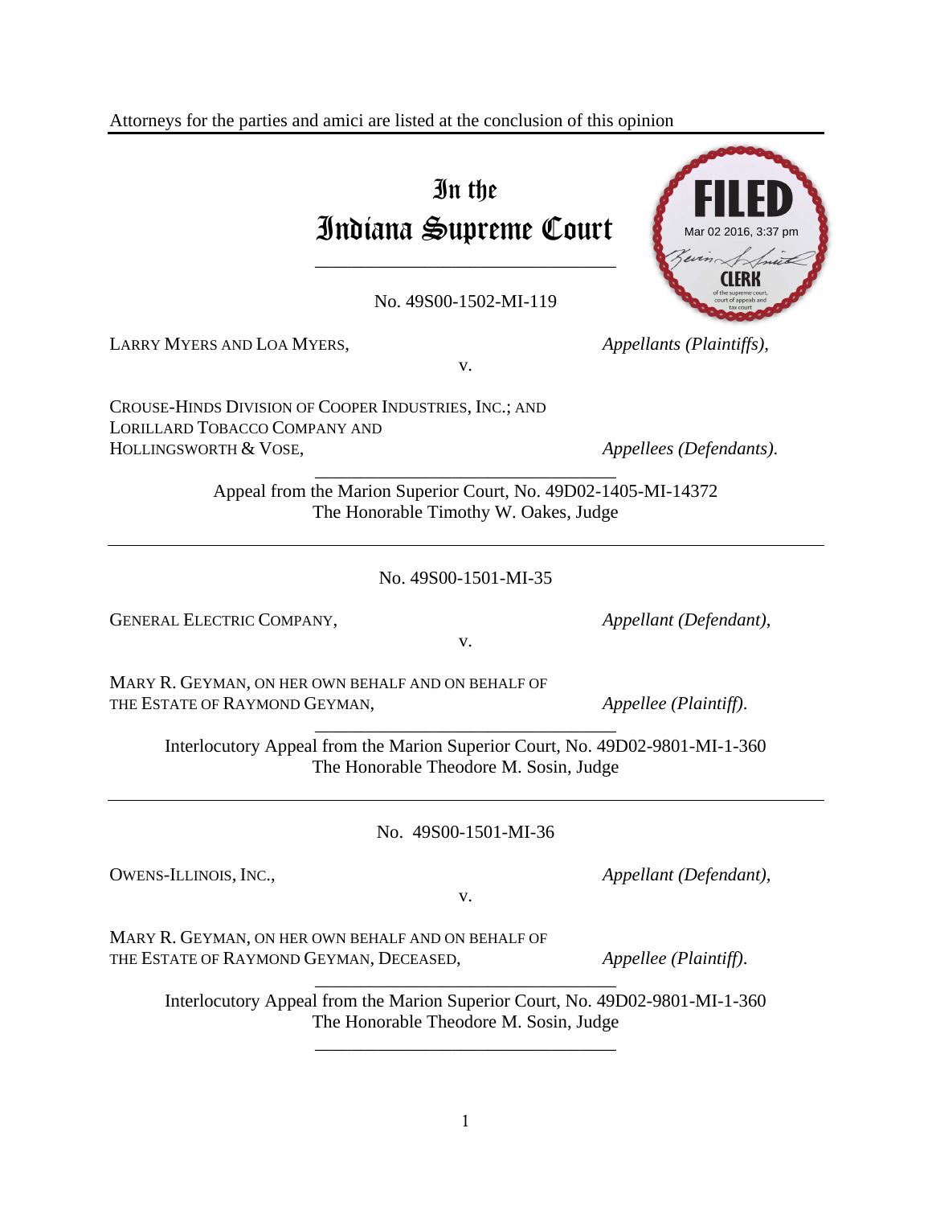Attorneys for the parties and amici are listed at the conclusion of this opinion

FILED
Mar 02 2016, 3:37 pm
CLERK
of the supreme court, court of appeals and tax court

# In the Indiana Supreme Court

No. 49S00-1502-MI-119

LARRY MYERS AND LOA MYERS, *Appellants (Plaintiffs),*

v.

CROUSE-HINDS DIVISION OF COOPER INDUSTRIES, INC.; AND LORILLARD TOBACCO COMPANY AND HOLLINGSWORTH & VOSE, *Appellees (Defendants).*

Appeal from the Marion Superior Court, No. 49D02-1405-MI-14372
The Honorable Timothy W. Oakes, Judge

---

No. 49S00-1501-MI-35

GENERAL ELECTRIC COMPANY, *Appellant (Defendant),*

v.

MARY R. GEYMAN, ON HER OWN BEHALF AND ON BEHALF OF THE ESTATE OF RAYMOND GEYMAN, *Appellee (Plaintiff).*

Interlocutory Appeal from the Marion Superior Court, No. 49D02-9801-MI-1-360
The Honorable Theodore M. Sosin, Judge

---

No. 49S00-1501-MI-36

OWENS-ILLINOIS, INC., *Appellant (Defendant),*

v.

MARY R. GEYMAN, ON HER OWN BEHALF AND ON BEHALF OF THE ESTATE OF RAYMOND GEYMAN, DECEASED, *Appellee (Plaintiff).*

Interlocutory Appeal from the Marion Superior Court, No. 49D02-9801-MI-1-360
The Honorable Theodore M. Sosin, Judge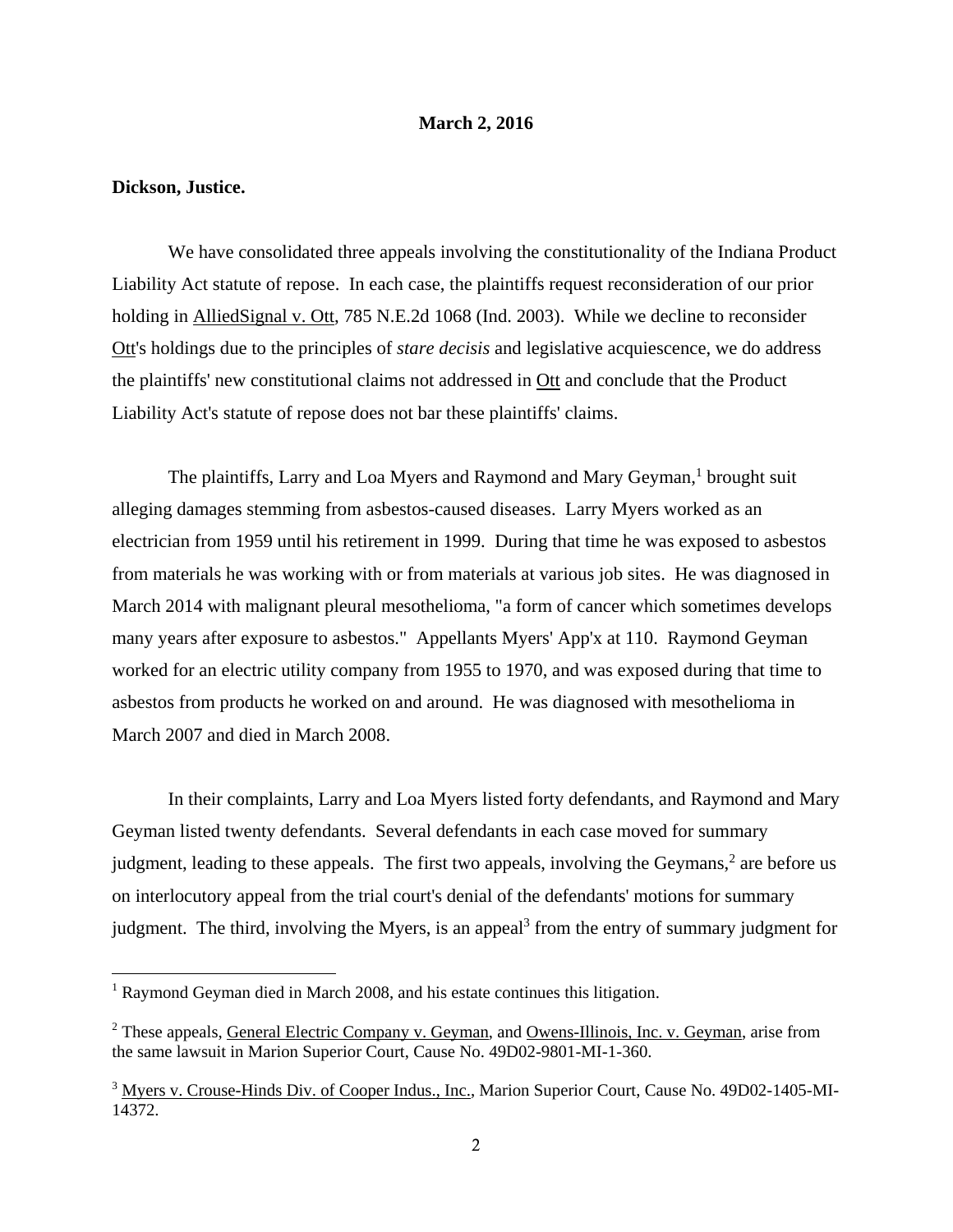**March 2, 2016**

**Dickson, Justice.**

We have consolidated three appeals involving the constitutionality of the Indiana Product Liability Act statute of repose. In each case, the plaintiffs request reconsideration of our prior holding in AlliedSignal v. Ott, 785 N.E.2d 1068 (Ind. 2003). While we decline to reconsider Ott's holdings due to the principles of *stare decisis* and legislative acquiescence, we do address the plaintiffs' new constitutional claims not addressed in Ott and conclude that the Product Liability Act's statute of repose does not bar these plaintiffs' claims.

The plaintiffs, Larry and Loa Myers and Raymond and Mary Geyman,[1] brought suit alleging damages stemming from asbestos-caused diseases. Larry Myers worked as an electrician from 1959 until his retirement in 1999. During that time he was exposed to asbestos from materials he was working with or from materials at various job sites. He was diagnosed in March 2014 with malignant pleural mesothelioma, "a form of cancer which sometimes develops many years after exposure to asbestos." Appellants Myers' App'x at 110. Raymond Geyman worked for an electric utility company from 1955 to 1970, and was exposed during that time to asbestos from products he worked on and around. He was diagnosed with mesothelioma in March 2007 and died in March 2008.

In their complaints, Larry and Loa Myers listed forty defendants, and Raymond and Mary Geyman listed twenty defendants. Several defendants in each case moved for summary judgment, leading to these appeals. The first two appeals, involving the Geymans,[2] are before us on interlocutory appeal from the trial court's denial of the defendants' motions for summary judgment. The third, involving the Myers, is an appeal[3] from the entry of summary judgment for

---

[1] Raymond Geyman died in March 2008, and his estate continues this litigation.

[2] These appeals, General Electric Company v. Geyman, and Owens-Illinois, Inc. v. Geyman, arise from the same lawsuit in Marion Superior Court, Cause No. 49D02-9801-MI-1-360.

[3] Myers v. Crouse-Hinds Div. of Cooper Indus., Inc., Marion Superior Court, Cause No. 49D02-1405-MI-14372.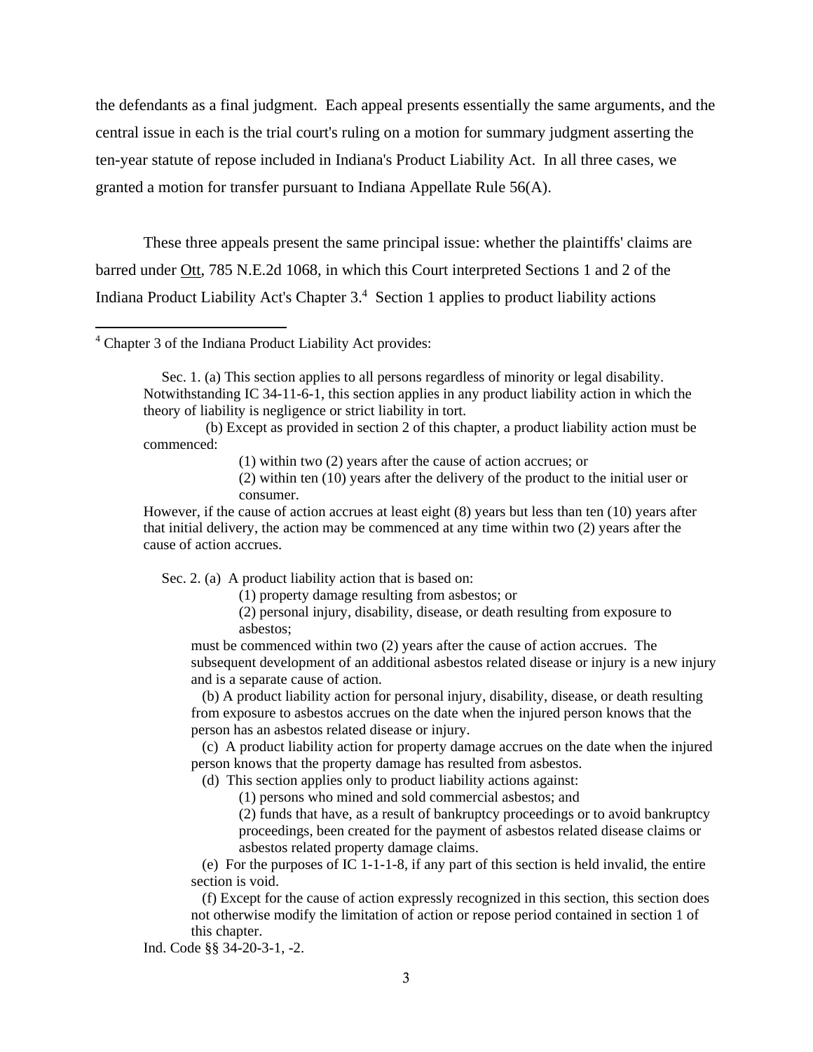the defendants as a final judgment. Each appeal presents essentially the same arguments, and the central issue in each is the trial court's ruling on a motion for summary judgment asserting the ten-year statute of repose included in Indiana's Product Liability Act. In all three cases, we granted a motion for transfer pursuant to Indiana Appellate Rule 56(A).

These three appeals present the same principal issue: whether the plaintiffs' claims are barred under Ott, 785 N.E.2d 1068, in which this Court interpreted Sections 1 and 2 of the Indiana Product Liability Act's Chapter 3.[4] Section 1 applies to product liability actions

---

[4] Chapter 3 of the Indiana Product Liability Act provides:

> Sec. 1. (a) This section applies to all persons regardless of minority or legal disability. Notwithstanding IC 34-11-6-1, this section applies in any product liability action in which the theory of liability is negligence or strict liability in tort.
>
> (b) Except as provided in section 2 of this chapter, a product liability action must be commenced:
>
> (1) within two (2) years after the cause of action accrues; or
>
> (2) within ten (10) years after the delivery of the product to the initial user or consumer.
>
> However, if the cause of action accrues at least eight (8) years but less than ten (10) years after that initial delivery, the action may be commenced at any time within two (2) years after the cause of action accrues.
>
> Sec. 2. (a) A product liability action that is based on:
>
> (1) property damage resulting from asbestos; or
>
> (2) personal injury, disability, disease, or death resulting from exposure to asbestos;
>
> must be commenced within two (2) years after the cause of action accrues. The subsequent development of an additional asbestos related disease or injury is a new injury and is a separate cause of action.
>
> (b) A product liability action for personal injury, disability, disease, or death resulting from exposure to asbestos accrues on the date when the injured person knows that the person has an asbestos related disease or injury.
>
> (c) A product liability action for property damage accrues on the date when the injured person knows that the property damage has resulted from asbestos.
>
> (d) This section applies only to product liability actions against:
>
> (1) persons who mined and sold commercial asbestos; and
>
> (2) funds that have, as a result of bankruptcy proceedings or to avoid bankruptcy proceedings, been created for the payment of asbestos related disease claims or asbestos related property damage claims.
>
> (e) For the purposes of IC 1-1-1-8, if any part of this section is held invalid, the entire section is void.
>
> (f) Except for the cause of action expressly recognized in this section, this section does not otherwise modify the limitation of action or repose period contained in section 1 of this chapter.
>
> Ind. Code §§ 34-20-3-1, -2.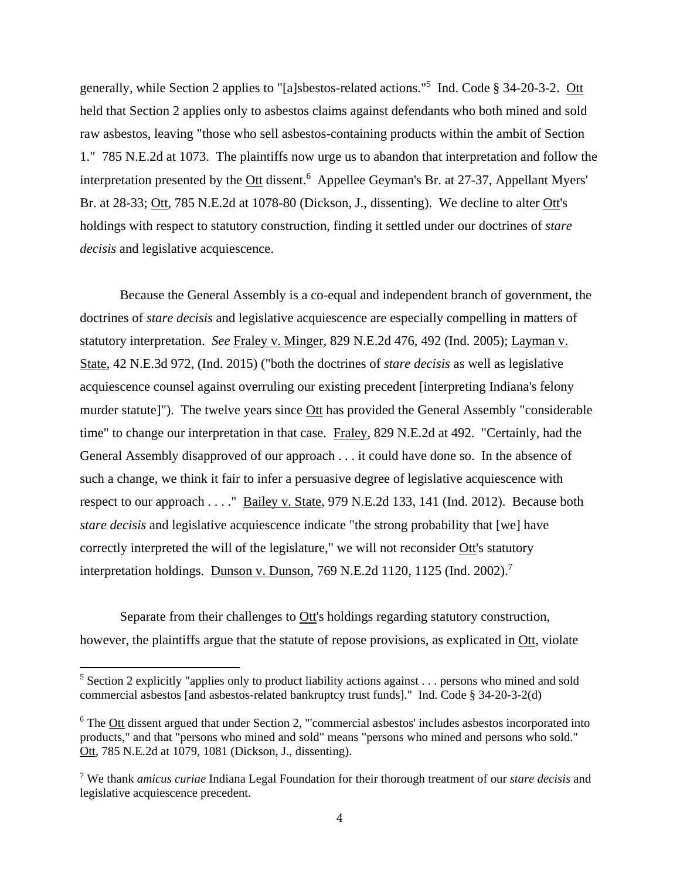generally, while Section 2 applies to "[a]sbestos-related actions."[5] Ind. Code § 34-20-3-2. Ott held that Section 2 applies only to asbestos claims against defendants who both mined and sold raw asbestos, leaving "those who sell asbestos-containing products within the ambit of Section 1." 785 N.E.2d at 1073. The plaintiffs now urge us to abandon that interpretation and follow the interpretation presented by the Ott dissent.[6] Appellee Geyman's Br. at 27-37, Appellant Myers' Br. at 28-33; Ott, 785 N.E.2d at 1078-80 (Dickson, J., dissenting). We decline to alter Ott's holdings with respect to statutory construction, finding it settled under our doctrines of *stare decisis* and legislative acquiescence.

Because the General Assembly is a co-equal and independent branch of government, the doctrines of *stare decisis* and legislative acquiescence are especially compelling in matters of statutory interpretation. *See* Fraley v. Minger, 829 N.E.2d 476, 492 (Ind. 2005); Layman v. State, 42 N.E.3d 972, (Ind. 2015) ("both the doctrines of *stare decisis* as well as legislative acquiescence counsel against overruling our existing precedent [interpreting Indiana's felony murder statute]"). The twelve years since Ott has provided the General Assembly "considerable time" to change our interpretation in that case. Fraley, 829 N.E.2d at 492. "Certainly, had the General Assembly disapproved of our approach . . . it could have done so. In the absence of such a change, we think it fair to infer a persuasive degree of legislative acquiescence with respect to our approach . . . ." Bailey v. State, 979 N.E.2d 133, 141 (Ind. 2012). Because both *stare decisis* and legislative acquiescence indicate "the strong probability that [we] have correctly interpreted the will of the legislature," we will not reconsider Ott's statutory interpretation holdings. Dunson v. Dunson, 769 N.E.2d 1120, 1125 (Ind. 2002).[7]

Separate from their challenges to Ott's holdings regarding statutory construction, however, the plaintiffs argue that the statute of repose provisions, as explicated in Ott, violate

---

[5] Section 2 explicitly "applies only to product liability actions against . . . persons who mined and sold commercial asbestos [and asbestos-related bankruptcy trust funds]." Ind. Code § 34-20-3-2(d)

[6] The Ott dissent argued that under Section 2, "'commercial asbestos' includes asbestos incorporated into products," and that "persons who mined and sold" means "persons who mined and persons who sold." Ott, 785 N.E.2d at 1079, 1081 (Dickson, J., dissenting).

[7] We thank *amicus curiae* Indiana Legal Foundation for their thorough treatment of our *stare decisis* and legislative acquiescence precedent.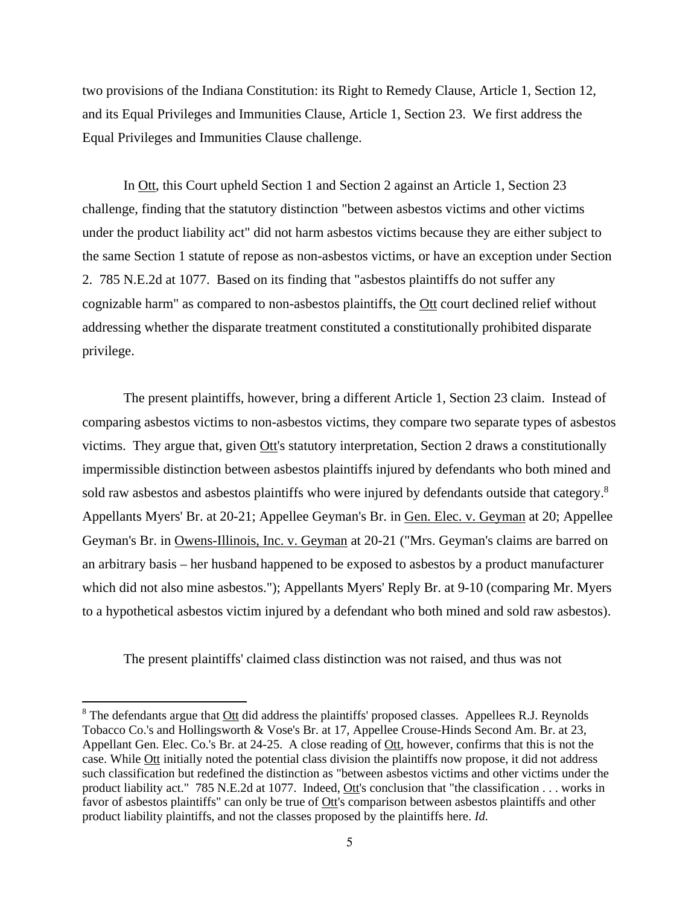two provisions of the Indiana Constitution: its Right to Remedy Clause, Article 1, Section 12, and its Equal Privileges and Immunities Clause, Article 1, Section 23. We first address the Equal Privileges and Immunities Clause challenge.

In Ott, this Court upheld Section 1 and Section 2 against an Article 1, Section 23 challenge, finding that the statutory distinction "between asbestos victims and other victims under the product liability act" did not harm asbestos victims because they are either subject to the same Section 1 statute of repose as non-asbestos victims, or have an exception under Section 2. 785 N.E.2d at 1077. Based on its finding that "asbestos plaintiffs do not suffer any cognizable harm" as compared to non-asbestos plaintiffs, the Ott court declined relief without addressing whether the disparate treatment constituted a constitutionally prohibited disparate privilege.

The present plaintiffs, however, bring a different Article 1, Section 23 claim. Instead of comparing asbestos victims to non-asbestos victims, they compare two separate types of asbestos victims. They argue that, given Ott's statutory interpretation, Section 2 draws a constitutionally impermissible distinction between asbestos plaintiffs injured by defendants who both mined and sold raw asbestos and asbestos plaintiffs who were injured by defendants outside that category.[8] Appellants Myers' Br. at 20-21; Appellee Geyman's Br. in Gen. Elec. v. Geyman at 20; Appellee Geyman's Br. in Owens-Illinois, Inc. v. Geyman at 20-21 ("Mrs. Geyman's claims are barred on an arbitrary basis – her husband happened to be exposed to asbestos by a product manufacturer which did not also mine asbestos."); Appellants Myers' Reply Br. at 9-10 (comparing Mr. Myers to a hypothetical asbestos victim injured by a defendant who both mined and sold raw asbestos).

The present plaintiffs' claimed class distinction was not raised, and thus was not

[8] The defendants argue that Ott did address the plaintiffs' proposed classes. Appellees R.J. Reynolds Tobacco Co.'s and Hollingsworth & Vose's Br. at 17, Appellee Crouse-Hinds Second Am. Br. at 23, Appellant Gen. Elec. Co.'s Br. at 24-25. A close reading of Ott, however, confirms that this is not the case. While Ott initially noted the potential class division the plaintiffs now propose, it did not address such classification but redefined the distinction as "between asbestos victims and other victims under the product liability act." 785 N.E.2d at 1077. Indeed, Ott's conclusion that "the classification . . . works in favor of asbestos plaintiffs" can only be true of Ott's comparison between asbestos plaintiffs and other product liability plaintiffs, and not the classes proposed by the plaintiffs here. *Id.*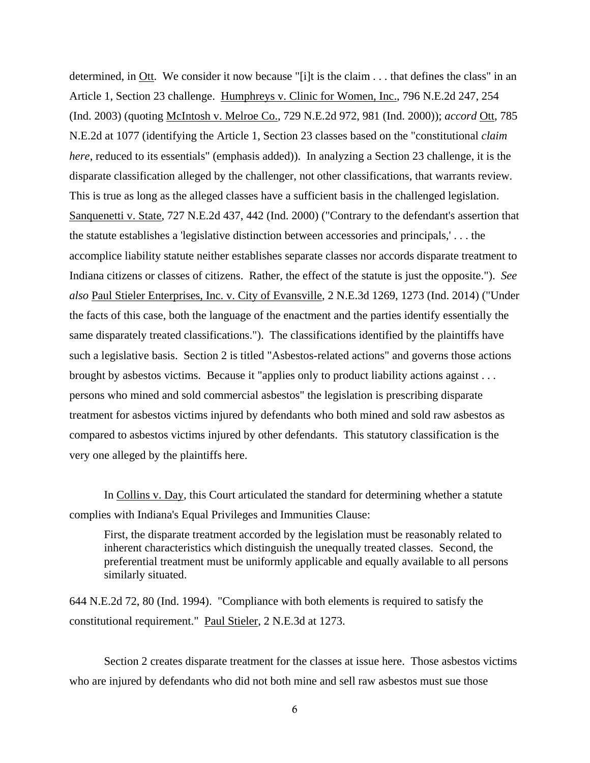determined, in Ott. We consider it now because "[i]t is the claim . . . that defines the class" in an Article 1, Section 23 challenge. Humphreys v. Clinic for Women, Inc., 796 N.E.2d 247, 254 (Ind. 2003) (quoting McIntosh v. Melroe Co., 729 N.E.2d 972, 981 (Ind. 2000)); *accord* Ott, 785 N.E.2d at 1077 (identifying the Article 1, Section 23 classes based on the "constitutional *claim here*, reduced to its essentials" (emphasis added)). In analyzing a Section 23 challenge, it is the disparate classification alleged by the challenger, not other classifications, that warrants review. This is true as long as the alleged classes have a sufficient basis in the challenged legislation. Sanquenetti v. State, 727 N.E.2d 437, 442 (Ind. 2000) ("Contrary to the defendant's assertion that the statute establishes a 'legislative distinction between accessories and principals,' . . . the accomplice liability statute neither establishes separate classes nor accords disparate treatment to Indiana citizens or classes of citizens. Rather, the effect of the statute is just the opposite."). *See also* Paul Stieler Enterprises, Inc. v. City of Evansville, 2 N.E.3d 1269, 1273 (Ind. 2014) ("Under the facts of this case, both the language of the enactment and the parties identify essentially the same disparately treated classifications."). The classifications identified by the plaintiffs have such a legislative basis. Section 2 is titled "Asbestos-related actions" and governs those actions brought by asbestos victims. Because it "applies only to product liability actions against . . . persons who mined and sold commercial asbestos" the legislation is prescribing disparate treatment for asbestos victims injured by defendants who both mined and sold raw asbestos as compared to asbestos victims injured by other defendants. This statutory classification is the very one alleged by the plaintiffs here.

In Collins v. Day, this Court articulated the standard for determining whether a statute complies with Indiana's Equal Privileges and Immunities Clause:

> First, the disparate treatment accorded by the legislation must be reasonably related to inherent characteristics which distinguish the unequally treated classes. Second, the preferential treatment must be uniformly applicable and equally available to all persons similarly situated.

644 N.E.2d 72, 80 (Ind. 1994). "Compliance with both elements is required to satisfy the constitutional requirement." Paul Stieler, 2 N.E.3d at 1273.

Section 2 creates disparate treatment for the classes at issue here. Those asbestos victims who are injured by defendants who did not both mine and sell raw asbestos must sue those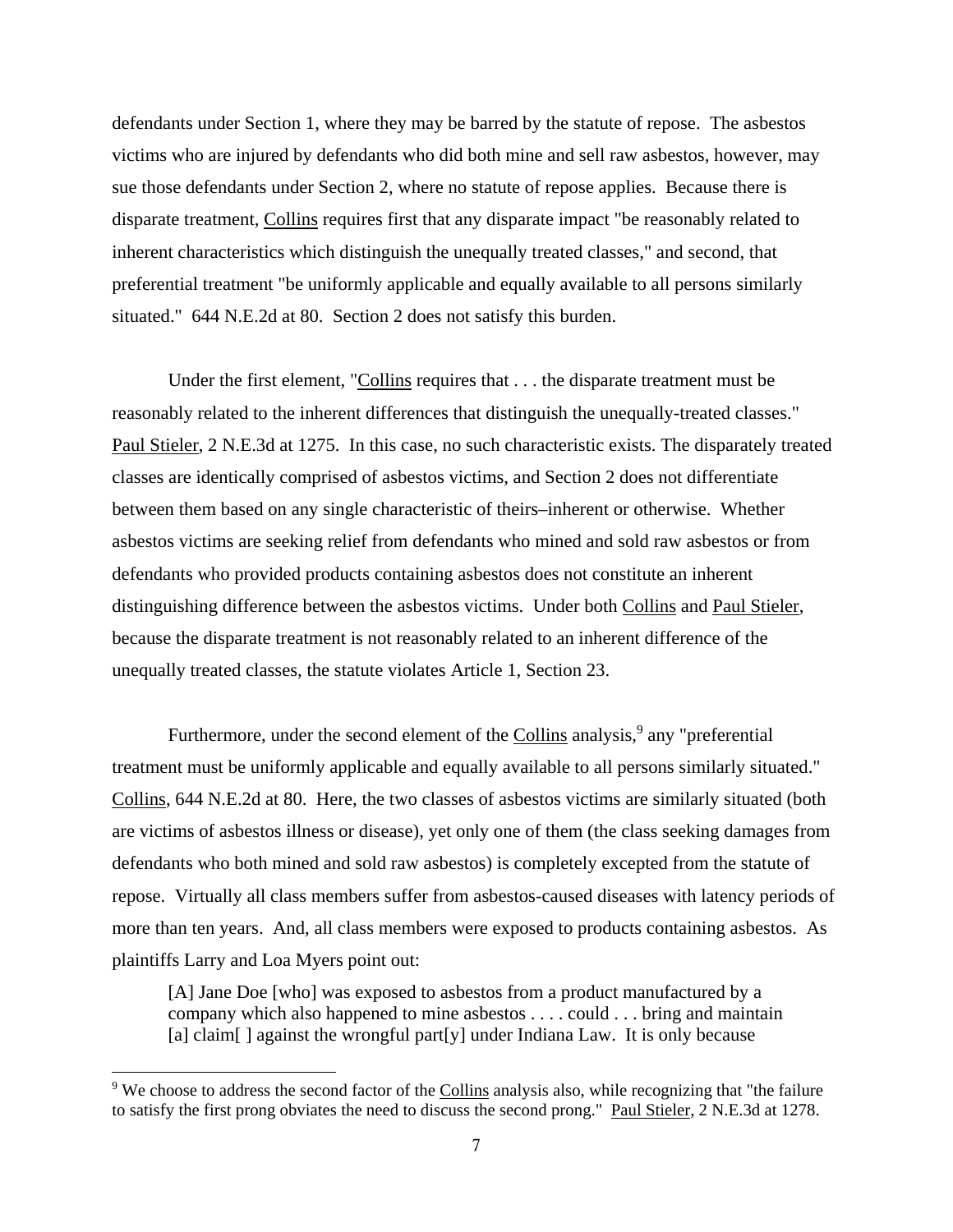defendants under Section 1, where they may be barred by the statute of repose. The asbestos victims who are injured by defendants who did both mine and sell raw asbestos, however, may sue those defendants under Section 2, where no statute of repose applies. Because there is disparate treatment, Collins requires first that any disparate impact "be reasonably related to inherent characteristics which distinguish the unequally treated classes," and second, that preferential treatment "be uniformly applicable and equally available to all persons similarly situated." 644 N.E.2d at 80. Section 2 does not satisfy this burden.

Under the first element, "Collins requires that . . . the disparate treatment must be reasonably related to the inherent differences that distinguish the unequally-treated classes." Paul Stieler, 2 N.E.3d at 1275. In this case, no such characteristic exists. The disparately treated classes are identically comprised of asbestos victims, and Section 2 does not differentiate between them based on any single characteristic of theirs–inherent or otherwise. Whether asbestos victims are seeking relief from defendants who mined and sold raw asbestos or from defendants who provided products containing asbestos does not constitute an inherent distinguishing difference between the asbestos victims. Under both Collins and Paul Stieler, because the disparate treatment is not reasonably related to an inherent difference of the unequally treated classes, the statute violates Article 1, Section 23.

Furthermore, under the second element of the Collins analysis,[9] any "preferential treatment must be uniformly applicable and equally available to all persons similarly situated." Collins, 644 N.E.2d at 80. Here, the two classes of asbestos victims are similarly situated (both are victims of asbestos illness or disease), yet only one of them (the class seeking damages from defendants who both mined and sold raw asbestos) is completely excepted from the statute of repose. Virtually all class members suffer from asbestos-caused diseases with latency periods of more than ten years. And, all class members were exposed to products containing asbestos. As plaintiffs Larry and Loa Myers point out:

> [A] Jane Doe [who] was exposed to asbestos from a product manufactured by a company which also happened to mine asbestos . . . . could . . . bring and maintain [a] claim[ ] against the wrongful part[y] under Indiana Law. It is only because

[9] We choose to address the second factor of the Collins analysis also, while recognizing that "the failure to satisfy the first prong obviates the need to discuss the second prong." Paul Stieler, 2 N.E.3d at 1278.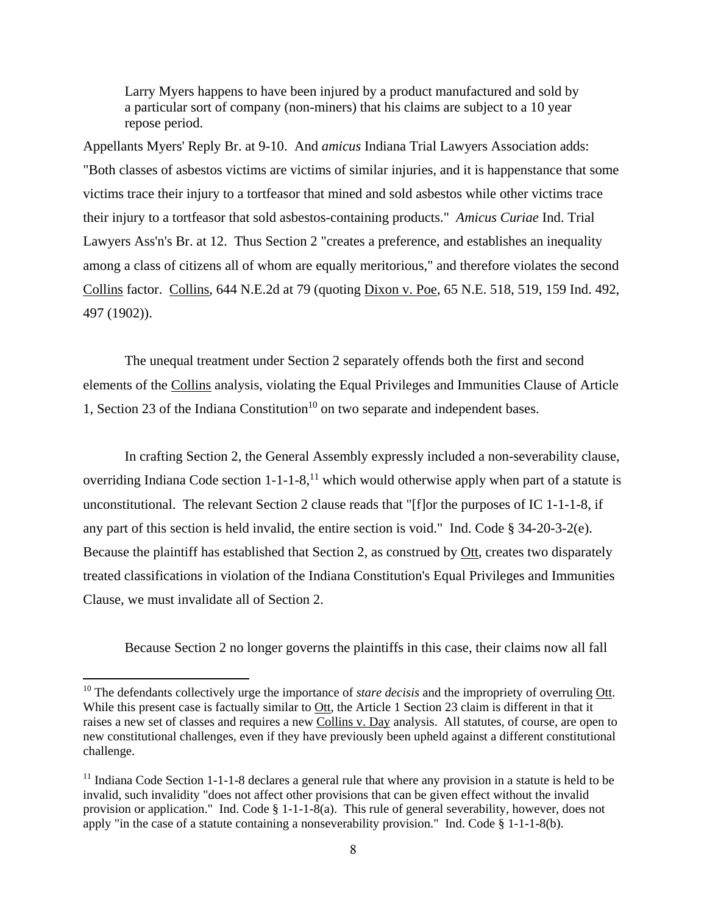> Larry Myers happens to have been injured by a product manufactured and sold by a particular sort of company (non-miners) that his claims are subject to a 10 year repose period.

Appellants Myers' Reply Br. at 9-10. And *amicus* Indiana Trial Lawyers Association adds: "Both classes of asbestos victims are victims of similar injuries, and it is happenstance that some victims trace their injury to a tortfeasor that mined and sold asbestos while other victims trace their injury to a tortfeasor that sold asbestos-containing products." *Amicus Curiae* Ind. Trial Lawyers Ass'n's Br. at 12. Thus Section 2 "creates a preference, and establishes an inequality among a class of citizens all of whom are equally meritorious," and therefore violates the second Collins factor. Collins, 644 N.E.2d at 79 (quoting Dixon v. Poe, 65 N.E. 518, 519, 159 Ind. 492, 497 (1902)).

The unequal treatment under Section 2 separately offends both the first and second elements of the Collins analysis, violating the Equal Privileges and Immunities Clause of Article 1, Section 23 of the Indiana Constitution[10] on two separate and independent bases.

In crafting Section 2, the General Assembly expressly included a non-severability clause, overriding Indiana Code section 1-1-1-8,[11] which would otherwise apply when part of a statute is unconstitutional. The relevant Section 2 clause reads that "[f]or the purposes of IC 1-1-1-8, if any part of this section is held invalid, the entire section is void." Ind. Code § 34-20-3-2(e). Because the plaintiff has established that Section 2, as construed by Ott, creates two disparately treated classifications in violation of the Indiana Constitution's Equal Privileges and Immunities Clause, we must invalidate all of Section 2.

Because Section 2 no longer governs the plaintiffs in this case, their claims now all fall

---

[10] The defendants collectively urge the importance of *stare decisis* and the impropriety of overruling Ott. While this present case is factually similar to Ott, the Article 1 Section 23 claim is different in that it raises a new set of classes and requires a new Collins v. Day analysis. All statutes, of course, are open to new constitutional challenges, even if they have previously been upheld against a different constitutional challenge.

[11] Indiana Code Section 1-1-1-8 declares a general rule that where any provision in a statute is held to be invalid, such invalidity "does not affect other provisions that can be given effect without the invalid provision or application." Ind. Code § 1-1-1-8(a). This rule of general severability, however, does not apply "in the case of a statute containing a nonseverability provision." Ind. Code § 1-1-1-8(b).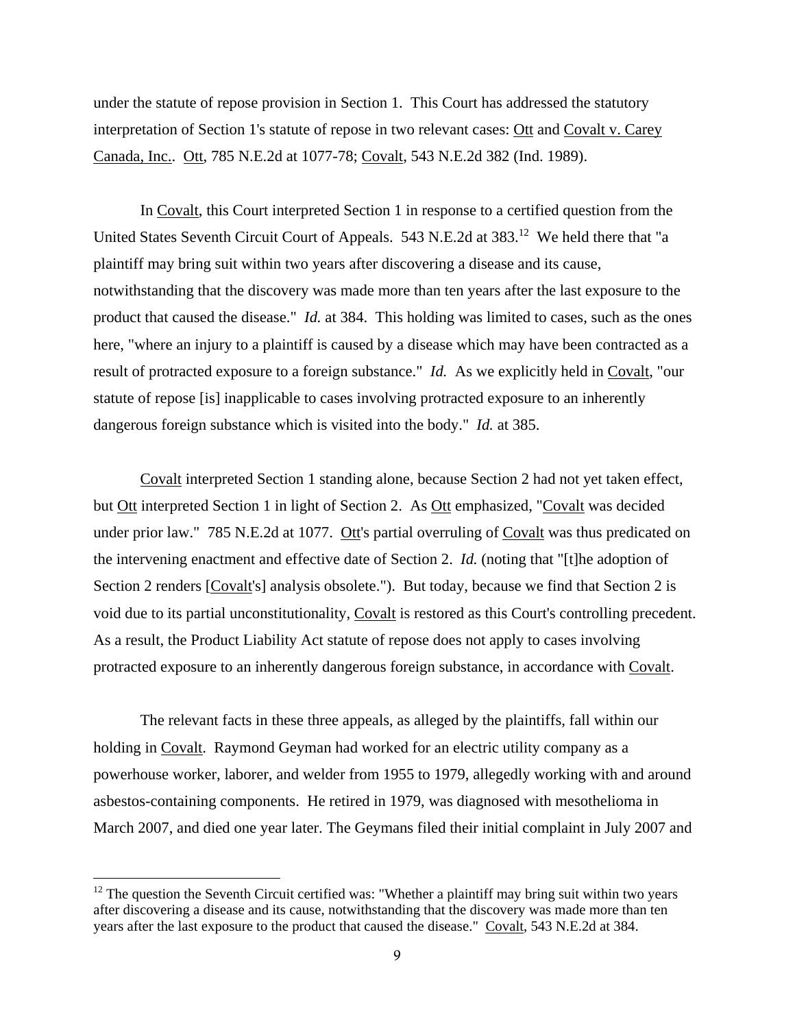under the statute of repose provision in Section 1. This Court has addressed the statutory interpretation of Section 1's statute of repose in two relevant cases: Ott and Covalt v. Carey Canada, Inc.. Ott, 785 N.E.2d at 1077-78; Covalt, 543 N.E.2d 382 (Ind. 1989).

In Covalt, this Court interpreted Section 1 in response to a certified question from the United States Seventh Circuit Court of Appeals. 543 N.E.2d at 383.[12] We held there that "a plaintiff may bring suit within two years after discovering a disease and its cause, notwithstanding that the discovery was made more than ten years after the last exposure to the product that caused the disease." *Id.* at 384. This holding was limited to cases, such as the ones here, "where an injury to a plaintiff is caused by a disease which may have been contracted as a result of protracted exposure to a foreign substance." *Id.* As we explicitly held in Covalt, "our statute of repose [is] inapplicable to cases involving protracted exposure to an inherently dangerous foreign substance which is visited into the body." *Id.* at 385.

Covalt interpreted Section 1 standing alone, because Section 2 had not yet taken effect, but Ott interpreted Section 1 in light of Section 2. As Ott emphasized, "Covalt was decided under prior law." 785 N.E.2d at 1077. Ott's partial overruling of Covalt was thus predicated on the intervening enactment and effective date of Section 2. *Id.* (noting that "[t]he adoption of Section 2 renders [Covalt's] analysis obsolete."). But today, because we find that Section 2 is void due to its partial unconstitutionality, Covalt is restored as this Court's controlling precedent. As a result, the Product Liability Act statute of repose does not apply to cases involving protracted exposure to an inherently dangerous foreign substance, in accordance with Covalt.

The relevant facts in these three appeals, as alleged by the plaintiffs, fall within our holding in Covalt. Raymond Geyman had worked for an electric utility company as a powerhouse worker, laborer, and welder from 1955 to 1979, allegedly working with and around asbestos-containing components. He retired in 1979, was diagnosed with mesothelioma in March 2007, and died one year later. The Geymans filed their initial complaint in July 2007 and

---

[12] The question the Seventh Circuit certified was: "Whether a plaintiff may bring suit within two years after discovering a disease and its cause, notwithstanding that the discovery was made more than ten years after the last exposure to the product that caused the disease." Covalt, 543 N.E.2d at 384.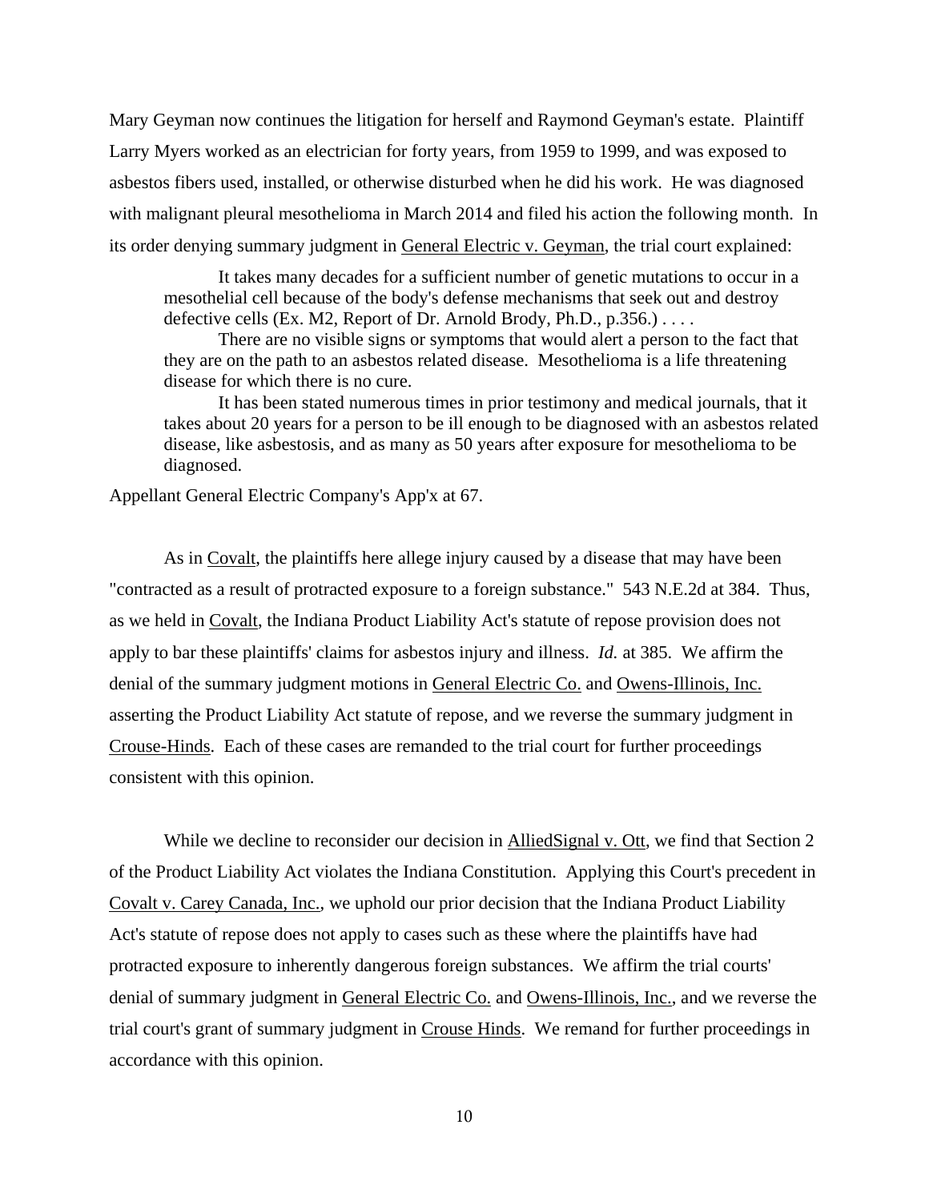Mary Geyman now continues the litigation for herself and Raymond Geyman's estate. Plaintiff Larry Myers worked as an electrician for forty years, from 1959 to 1999, and was exposed to asbestos fibers used, installed, or otherwise disturbed when he did his work. He was diagnosed with malignant pleural mesothelioma in March 2014 and filed his action the following month. In its order denying summary judgment in General Electric v. Geyman, the trial court explained:

> It takes many decades for a sufficient number of genetic mutations to occur in a mesothelial cell because of the body's defense mechanisms that seek out and destroy defective cells (Ex. M2, Report of Dr. Arnold Brody, Ph.D., p.356.) . . . .
>
> There are no visible signs or symptoms that would alert a person to the fact that they are on the path to an asbestos related disease. Mesothelioma is a life threatening disease for which there is no cure.
>
> It has been stated numerous times in prior testimony and medical journals, that it takes about 20 years for a person to be ill enough to be diagnosed with an asbestos related disease, like asbestosis, and as many as 50 years after exposure for mesothelioma to be diagnosed.

Appellant General Electric Company's App'x at 67.

As in Covalt, the plaintiffs here allege injury caused by a disease that may have been "contracted as a result of protracted exposure to a foreign substance." 543 N.E.2d at 384. Thus, as we held in Covalt, the Indiana Product Liability Act's statute of repose provision does not apply to bar these plaintiffs' claims for asbestos injury and illness. *Id.* at 385. We affirm the denial of the summary judgment motions in General Electric Co. and Owens-Illinois, Inc. asserting the Product Liability Act statute of repose, and we reverse the summary judgment in Crouse-Hinds. Each of these cases are remanded to the trial court for further proceedings consistent with this opinion.

While we decline to reconsider our decision in AlliedSignal v. Ott, we find that Section 2 of the Product Liability Act violates the Indiana Constitution. Applying this Court's precedent in Covalt v. Carey Canada, Inc., we uphold our prior decision that the Indiana Product Liability Act's statute of repose does not apply to cases such as these where the plaintiffs have had protracted exposure to inherently dangerous foreign substances. We affirm the trial courts' denial of summary judgment in General Electric Co. and Owens-Illinois, Inc., and we reverse the trial court's grant of summary judgment in Crouse Hinds. We remand for further proceedings in accordance with this opinion.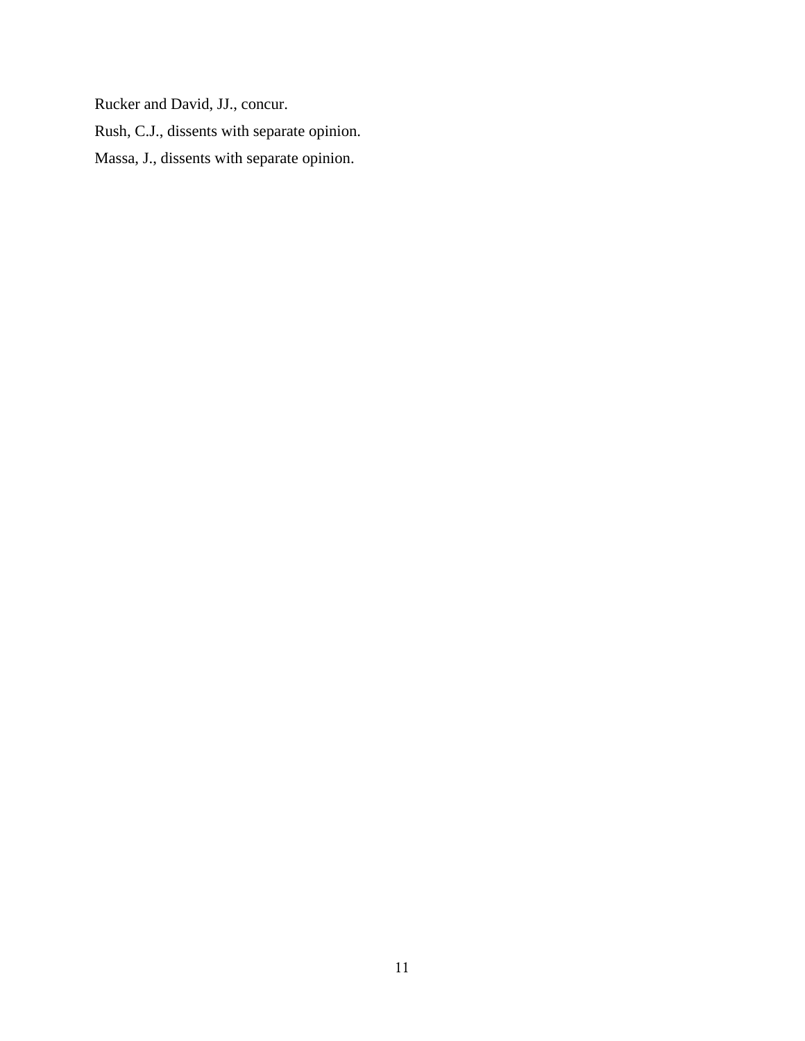Rucker and David, JJ., concur.

Rush, C.J., dissents with separate opinion.

Massa, J., dissents with separate opinion.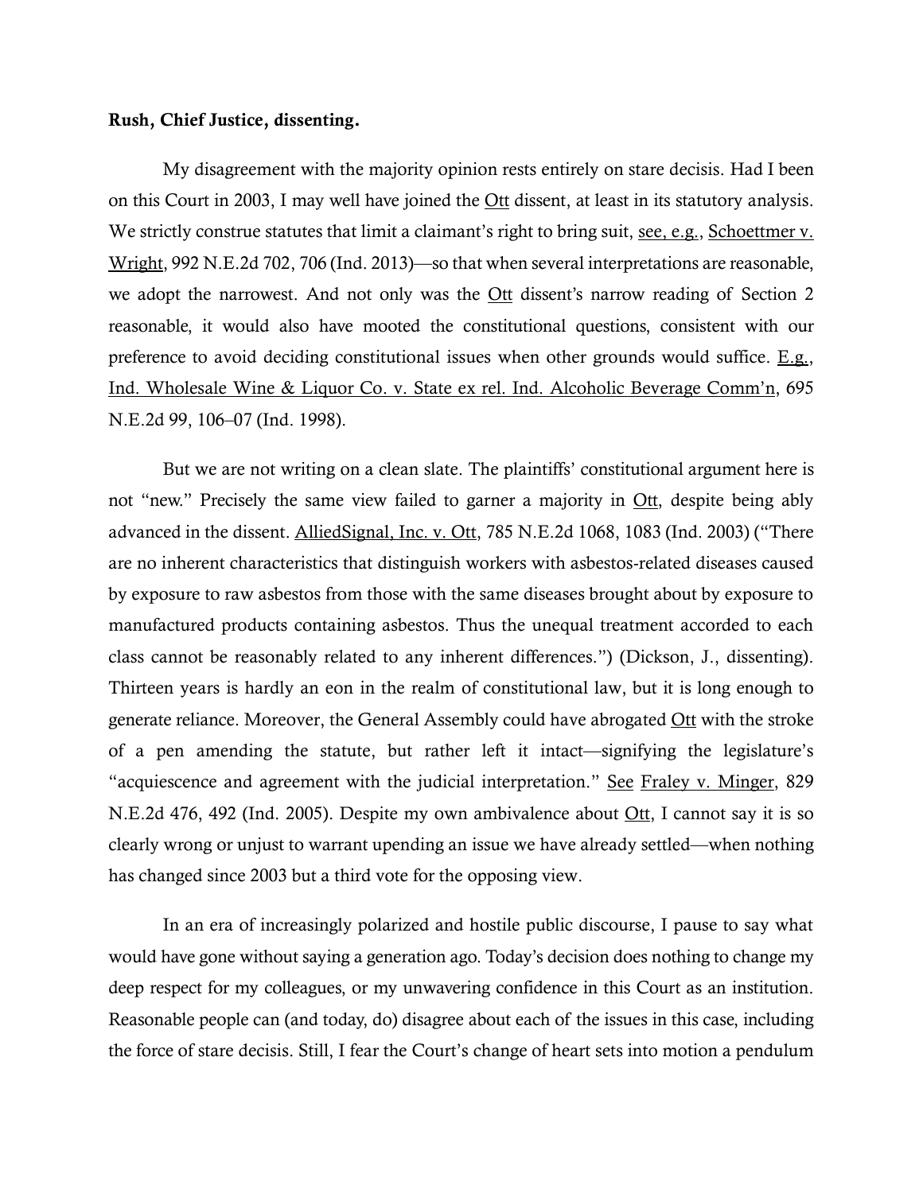**Rush, Chief Justice, dissenting.**

My disagreement with the majority opinion rests entirely on stare decisis. Had I been on this Court in 2003, I may well have joined the Ott dissent, at least in its statutory analysis. We strictly construe statutes that limit a claimant's right to bring suit, see, e.g., Schoettmer v. Wright, 992 N.E.2d 702, 706 (Ind. 2013)—so that when several interpretations are reasonable, we adopt the narrowest. And not only was the Ott dissent's narrow reading of Section 2 reasonable, it would also have mooted the constitutional questions, consistent with our preference to avoid deciding constitutional issues when other grounds would suffice. E.g., Ind. Wholesale Wine & Liquor Co. v. State ex rel. Ind. Alcoholic Beverage Comm'n, 695 N.E.2d 99, 106–07 (Ind. 1998).

But we are not writing on a clean slate. The plaintiffs' constitutional argument here is not "new." Precisely the same view failed to garner a majority in Ott, despite being ably advanced in the dissent. AlliedSignal, Inc. v. Ott, 785 N.E.2d 1068, 1083 (Ind. 2003) ("There are no inherent characteristics that distinguish workers with asbestos-related diseases caused by exposure to raw asbestos from those with the same diseases brought about by exposure to manufactured products containing asbestos. Thus the unequal treatment accorded to each class cannot be reasonably related to any inherent differences.") (Dickson, J., dissenting). Thirteen years is hardly an eon in the realm of constitutional law, but it is long enough to generate reliance. Moreover, the General Assembly could have abrogated Ott with the stroke of a pen amending the statute, but rather left it intact—signifying the legislature's "acquiescence and agreement with the judicial interpretation." See Fraley v. Minger, 829 N.E.2d 476, 492 (Ind. 2005). Despite my own ambivalence about Ott, I cannot say it is so clearly wrong or unjust to warrant upending an issue we have already settled—when nothing has changed since 2003 but a third vote for the opposing view.

In an era of increasingly polarized and hostile public discourse, I pause to say what would have gone without saying a generation ago. Today's decision does nothing to change my deep respect for my colleagues, or my unwavering confidence in this Court as an institution. Reasonable people can (and today, do) disagree about each of the issues in this case, including the force of stare decisis. Still, I fear the Court's change of heart sets into motion a pendulum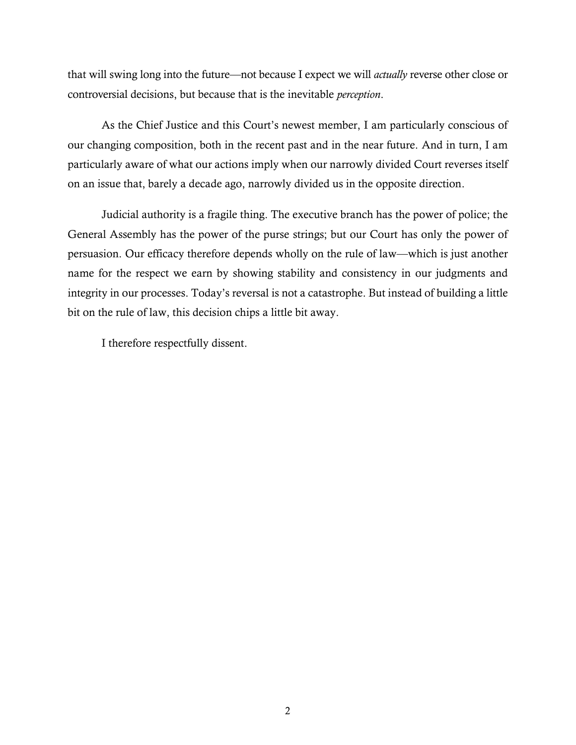that will swing long into the future—not because I expect we will *actually* reverse other close or controversial decisions, but because that is the inevitable *perception*.

As the Chief Justice and this Court's newest member, I am particularly conscious of our changing composition, both in the recent past and in the near future. And in turn, I am particularly aware of what our actions imply when our narrowly divided Court reverses itself on an issue that, barely a decade ago, narrowly divided us in the opposite direction.

Judicial authority is a fragile thing. The executive branch has the power of police; the General Assembly has the power of the purse strings; but our Court has only the power of persuasion. Our efficacy therefore depends wholly on the rule of law—which is just another name for the respect we earn by showing stability and consistency in our judgments and integrity in our processes. Today's reversal is not a catastrophe. But instead of building a little bit on the rule of law, this decision chips a little bit away.

I therefore respectfully dissent.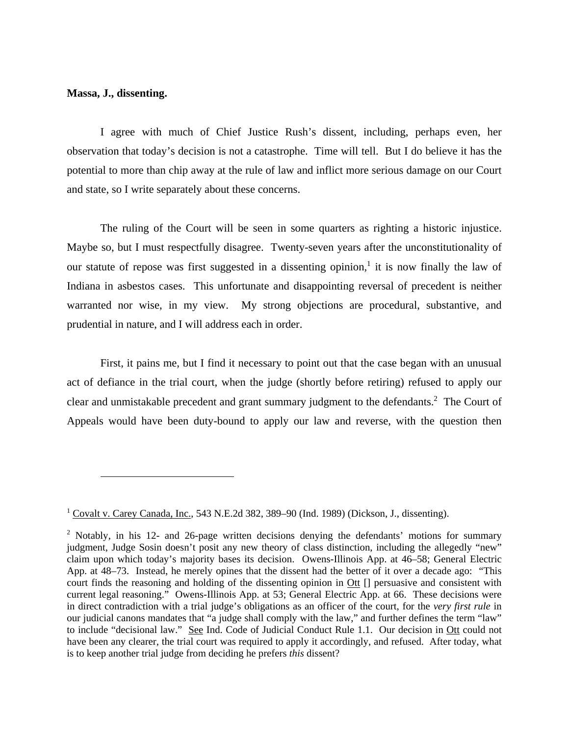**Massa, J., dissenting.**

I agree with much of Chief Justice Rush's dissent, including, perhaps even, her observation that today's decision is not a catastrophe. Time will tell. But I do believe it has the potential to more than chip away at the rule of law and inflict more serious damage on our Court and state, so I write separately about these concerns.

The ruling of the Court will be seen in some quarters as righting a historic injustice. Maybe so, but I must respectfully disagree. Twenty-seven years after the unconstitutionality of our statute of repose was first suggested in a dissenting opinion,[1] it is now finally the law of Indiana in asbestos cases. This unfortunate and disappointing reversal of precedent is neither warranted nor wise, in my view. My strong objections are procedural, substantive, and prudential in nature, and I will address each in order.

First, it pains me, but I find it necessary to point out that the case began with an unusual act of defiance in the trial court, when the judge (shortly before retiring) refused to apply our clear and unmistakable precedent and grant summary judgment to the defendants.[2] The Court of Appeals would have been duty-bound to apply our law and reverse, with the question then

---

[1] Covalt v. Carey Canada, Inc., 543 N.E.2d 382, 389–90 (Ind. 1989) (Dickson, J., dissenting).

[2] Notably, in his 12- and 26-page written decisions denying the defendants' motions for summary judgment, Judge Sosin doesn't posit any new theory of class distinction, including the allegedly "new" claim upon which today's majority bases its decision. Owens-Illinois App. at 46–58; General Electric App. at 48–73. Instead, he merely opines that the dissent had the better of it over a decade ago: "This court finds the reasoning and holding of the dissenting opinion in Ott [] persuasive and consistent with current legal reasoning." Owens-Illinois App. at 53; General Electric App. at 66. These decisions were in direct contradiction with a trial judge's obligations as an officer of the court, for the *very first rule* in our judicial canons mandates that "a judge shall comply with the law," and further defines the term "law" to include "decisional law." See Ind. Code of Judicial Conduct Rule 1.1. Our decision in Ott could not have been any clearer, the trial court was required to apply it accordingly, and refused. After today, what is to keep another trial judge from deciding he prefers *this* dissent?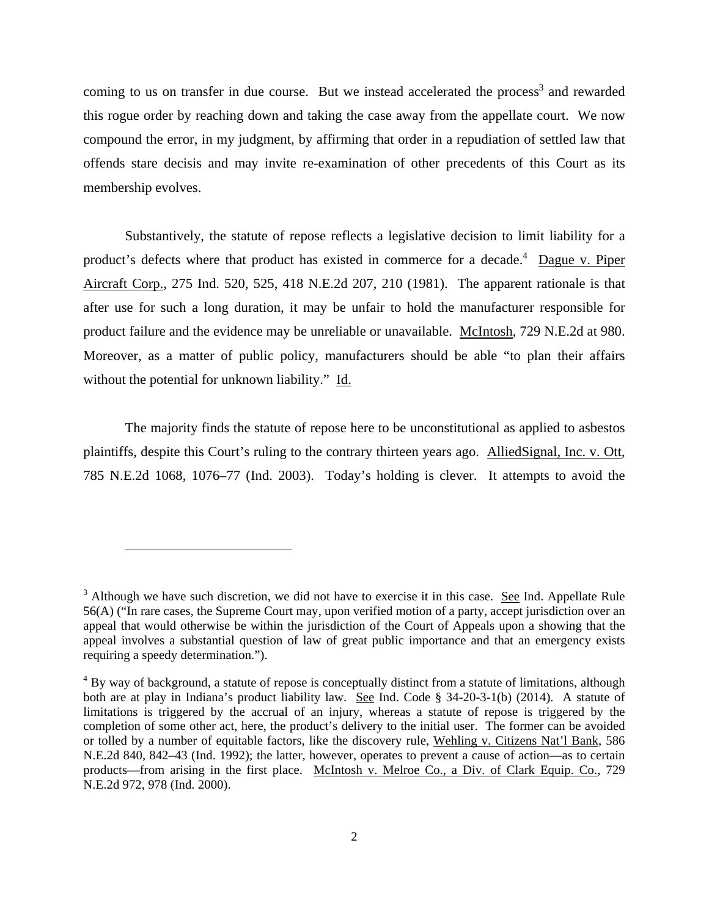coming to us on transfer in due course. But we instead accelerated the process[3] and rewarded this rogue order by reaching down and taking the case away from the appellate court. We now compound the error, in my judgment, by affirming that order in a repudiation of settled law that offends stare decisis and may invite re-examination of other precedents of this Court as its membership evolves.

Substantively, the statute of repose reflects a legislative decision to limit liability for a product's defects where that product has existed in commerce for a decade.[4] Dague v. Piper Aircraft Corp., 275 Ind. 520, 525, 418 N.E.2d 207, 210 (1981). The apparent rationale is that after use for such a long duration, it may be unfair to hold the manufacturer responsible for product failure and the evidence may be unreliable or unavailable. McIntosh, 729 N.E.2d at 980. Moreover, as a matter of public policy, manufacturers should be able "to plan their affairs without the potential for unknown liability." Id.

The majority finds the statute of repose here to be unconstitutional as applied to asbestos plaintiffs, despite this Court's ruling to the contrary thirteen years ago. AlliedSignal, Inc. v. Ott, 785 N.E.2d 1068, 1076–77 (Ind. 2003). Today's holding is clever. It attempts to avoid the

---

[3] Although we have such discretion, we did not have to exercise it in this case. See Ind. Appellate Rule 56(A) ("In rare cases, the Supreme Court may, upon verified motion of a party, accept jurisdiction over an appeal that would otherwise be within the jurisdiction of the Court of Appeals upon a showing that the appeal involves a substantial question of law of great public importance and that an emergency exists requiring a speedy determination.").

[4] By way of background, a statute of repose is conceptually distinct from a statute of limitations, although both are at play in Indiana's product liability law. See Ind. Code § 34-20-3-1(b) (2014). A statute of limitations is triggered by the accrual of an injury, whereas a statute of repose is triggered by the completion of some other act, here, the product's delivery to the initial user. The former can be avoided or tolled by a number of equitable factors, like the discovery rule, Wehling v. Citizens Nat'l Bank, 586 N.E.2d 840, 842–43 (Ind. 1992); the latter, however, operates to prevent a cause of action—as to certain products—from arising in the first place. McIntosh v. Melroe Co., a Div. of Clark Equip. Co., 729 N.E.2d 972, 978 (Ind. 2000).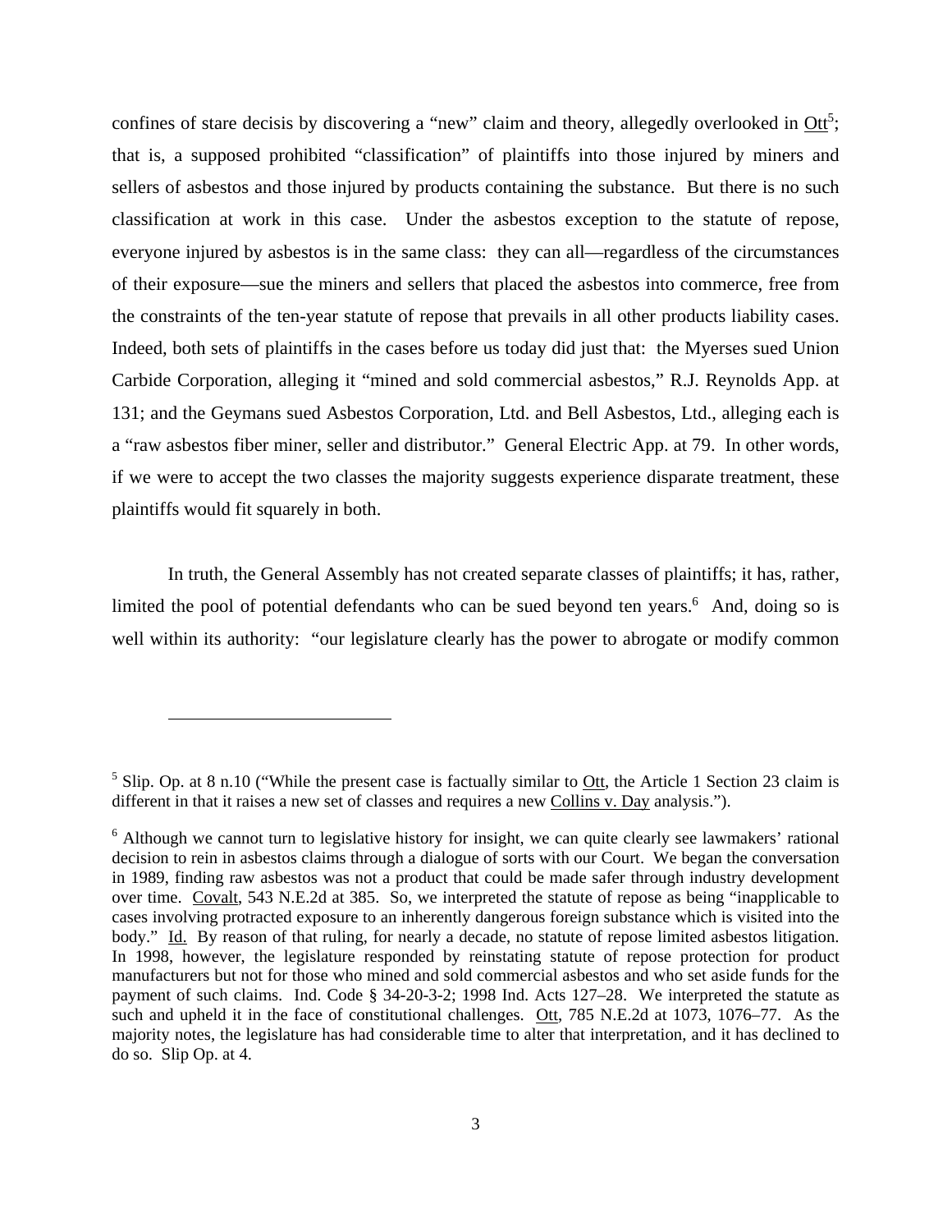confines of stare decisis by discovering a "new" claim and theory, allegedly overlooked in Ott[5]; that is, a supposed prohibited "classification" of plaintiffs into those injured by miners and sellers of asbestos and those injured by products containing the substance. But there is no such classification at work in this case. Under the asbestos exception to the statute of repose, everyone injured by asbestos is in the same class: they can all—regardless of the circumstances of their exposure—sue the miners and sellers that placed the asbestos into commerce, free from the constraints of the ten-year statute of repose that prevails in all other products liability cases. Indeed, both sets of plaintiffs in the cases before us today did just that: the Myerses sued Union Carbide Corporation, alleging it "mined and sold commercial asbestos," R.J. Reynolds App. at 131; and the Geymans sued Asbestos Corporation, Ltd. and Bell Asbestos, Ltd., alleging each is a "raw asbestos fiber miner, seller and distributor." General Electric App. at 79. In other words, if we were to accept the two classes the majority suggests experience disparate treatment, these plaintiffs would fit squarely in both.

In truth, the General Assembly has not created separate classes of plaintiffs; it has, rather, limited the pool of potential defendants who can be sued beyond ten years.[6] And, doing so is well within its authority: "our legislature clearly has the power to abrogate or modify common

---

[5] Slip. Op. at 8 n.10 ("While the present case is factually similar to Ott, the Article 1 Section 23 claim is different in that it raises a new set of classes and requires a new Collins v. Day analysis.").

[6] Although we cannot turn to legislative history for insight, we can quite clearly see lawmakers' rational decision to rein in asbestos claims through a dialogue of sorts with our Court. We began the conversation in 1989, finding raw asbestos was not a product that could be made safer through industry development over time. Covalt, 543 N.E.2d at 385. So, we interpreted the statute of repose as being "inapplicable to cases involving protracted exposure to an inherently dangerous foreign substance which is visited into the body." Id. By reason of that ruling, for nearly a decade, no statute of repose limited asbestos litigation. In 1998, however, the legislature responded by reinstating statute of repose protection for product manufacturers but not for those who mined and sold commercial asbestos and who set aside funds for the payment of such claims. Ind. Code § 34-20-3-2; 1998 Ind. Acts 127–28. We interpreted the statute as such and upheld it in the face of constitutional challenges. Ott, 785 N.E.2d at 1073, 1076–77. As the majority notes, the legislature has had considerable time to alter that interpretation, and it has declined to do so. Slip Op. at 4.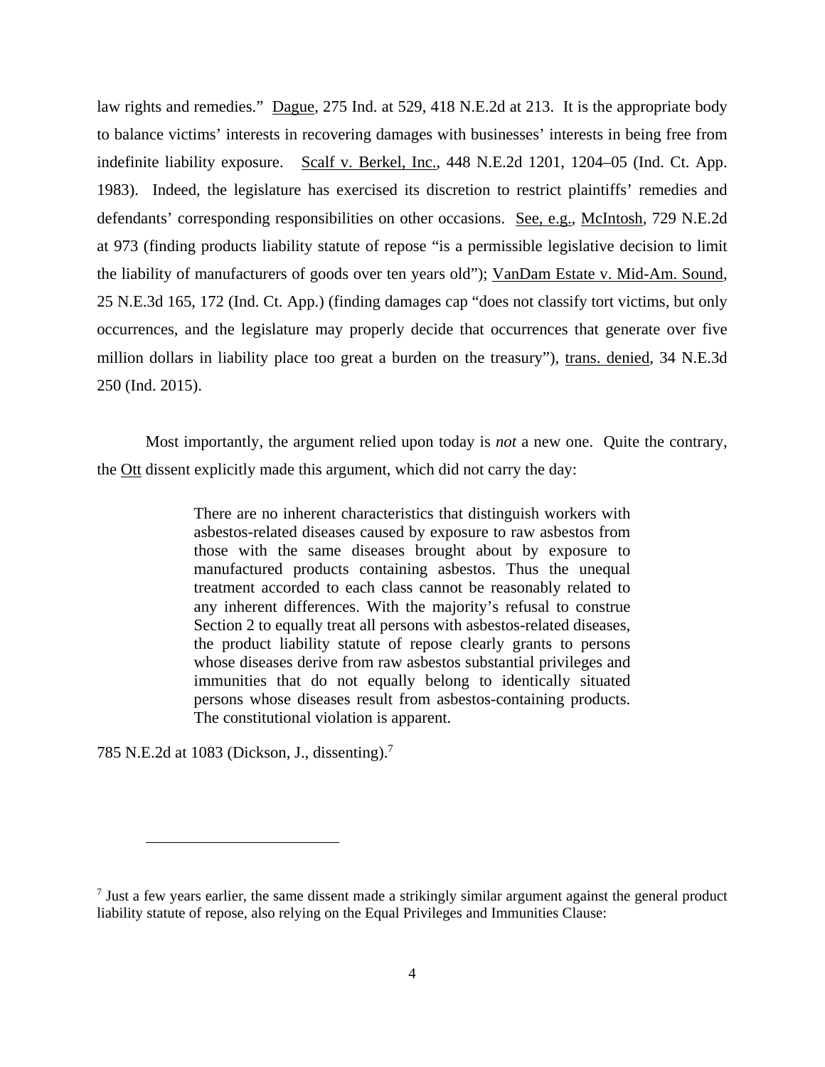law rights and remedies." Dague, 275 Ind. at 529, 418 N.E.2d at 213. It is the appropriate body to balance victims' interests in recovering damages with businesses' interests in being free from indefinite liability exposure. Scalf v. Berkel, Inc., 448 N.E.2d 1201, 1204–05 (Ind. Ct. App. 1983). Indeed, the legislature has exercised its discretion to restrict plaintiffs' remedies and defendants' corresponding responsibilities on other occasions. See, e.g., McIntosh, 729 N.E.2d at 973 (finding products liability statute of repose "is a permissible legislative decision to limit the liability of manufacturers of goods over ten years old"); VanDam Estate v. Mid-Am. Sound, 25 N.E.3d 165, 172 (Ind. Ct. App.) (finding damages cap "does not classify tort victims, but only occurrences, and the legislature may properly decide that occurrences that generate over five million dollars in liability place too great a burden on the treasury"), trans. denied, 34 N.E.3d 250 (Ind. 2015).

Most importantly, the argument relied upon today is *not* a new one. Quite the contrary, the Ott dissent explicitly made this argument, which did not carry the day:

> There are no inherent characteristics that distinguish workers with asbestos-related diseases caused by exposure to raw asbestos from those with the same diseases brought about by exposure to manufactured products containing asbestos. Thus the unequal treatment accorded to each class cannot be reasonably related to any inherent differences. With the majority's refusal to construe Section 2 to equally treat all persons with asbestos-related diseases, the product liability statute of repose clearly grants to persons whose diseases derive from raw asbestos substantial privileges and immunities that do not equally belong to identically situated persons whose diseases result from asbestos-containing products. The constitutional violation is apparent.

785 N.E.2d at 1083 (Dickson, J., dissenting).[7]

---

[7] Just a few years earlier, the same dissent made a strikingly similar argument against the general product liability statute of repose, also relying on the Equal Privileges and Immunities Clause: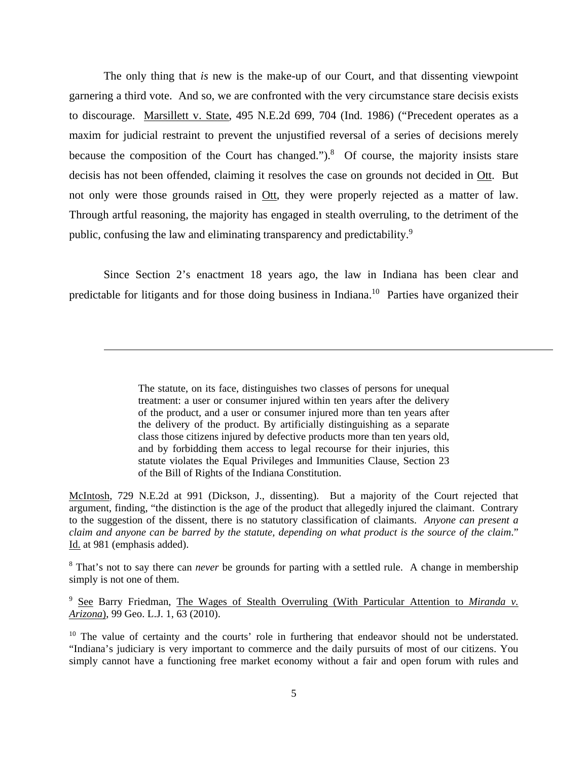The only thing that *is* new is the make-up of our Court, and that dissenting viewpoint garnering a third vote. And so, we are confronted with the very circumstance stare decisis exists to discourage. Marsillett v. State, 495 N.E.2d 699, 704 (Ind. 1986) ("Precedent operates as a maxim for judicial restraint to prevent the unjustified reversal of a series of decisions merely because the composition of the Court has changed.").[8] Of course, the majority insists stare decisis has not been offended, claiming it resolves the case on grounds not decided in Ott. But not only were those grounds raised in Ott, they were properly rejected as a matter of law. Through artful reasoning, the majority has engaged in stealth overruling, to the detriment of the public, confusing the law and eliminating transparency and predictability.[9]

Since Section 2's enactment 18 years ago, the law in Indiana has been clear and predictable for litigants and for those doing business in Indiana.[10] Parties have organized their

---

> The statute, on its face, distinguishes two classes of persons for unequal treatment: a user or consumer injured within ten years after the delivery of the product, and a user or consumer injured more than ten years after the delivery of the product. By artificially distinguishing as a separate class those citizens injured by defective products more than ten years old, and by forbidding them access to legal recourse for their injuries, this statute violates the Equal Privileges and Immunities Clause, Section 23 of the Bill of Rights of the Indiana Constitution.

McIntosh, 729 N.E.2d at 991 (Dickson, J., dissenting). But a majority of the Court rejected that argument, finding, "the distinction is the age of the product that allegedly injured the claimant. Contrary to the suggestion of the dissent, there is no statutory classification of claimants. *Anyone can present a claim and anyone can be barred by the statute, depending on what product is the source of the claim*." Id. at 981 (emphasis added).

[8] That's not to say there can *never* be grounds for parting with a settled rule. A change in membership simply is not one of them.

[9] See Barry Friedman, The Wages of Stealth Overruling (With Particular Attention to *Miranda v. Arizona*), 99 Geo. L.J. 1, 63 (2010).

[10] The value of certainty and the courts' role in furthering that endeavor should not be understated. "Indiana's judiciary is very important to commerce and the daily pursuits of most of our citizens. You simply cannot have a functioning free market economy without a fair and open forum with rules and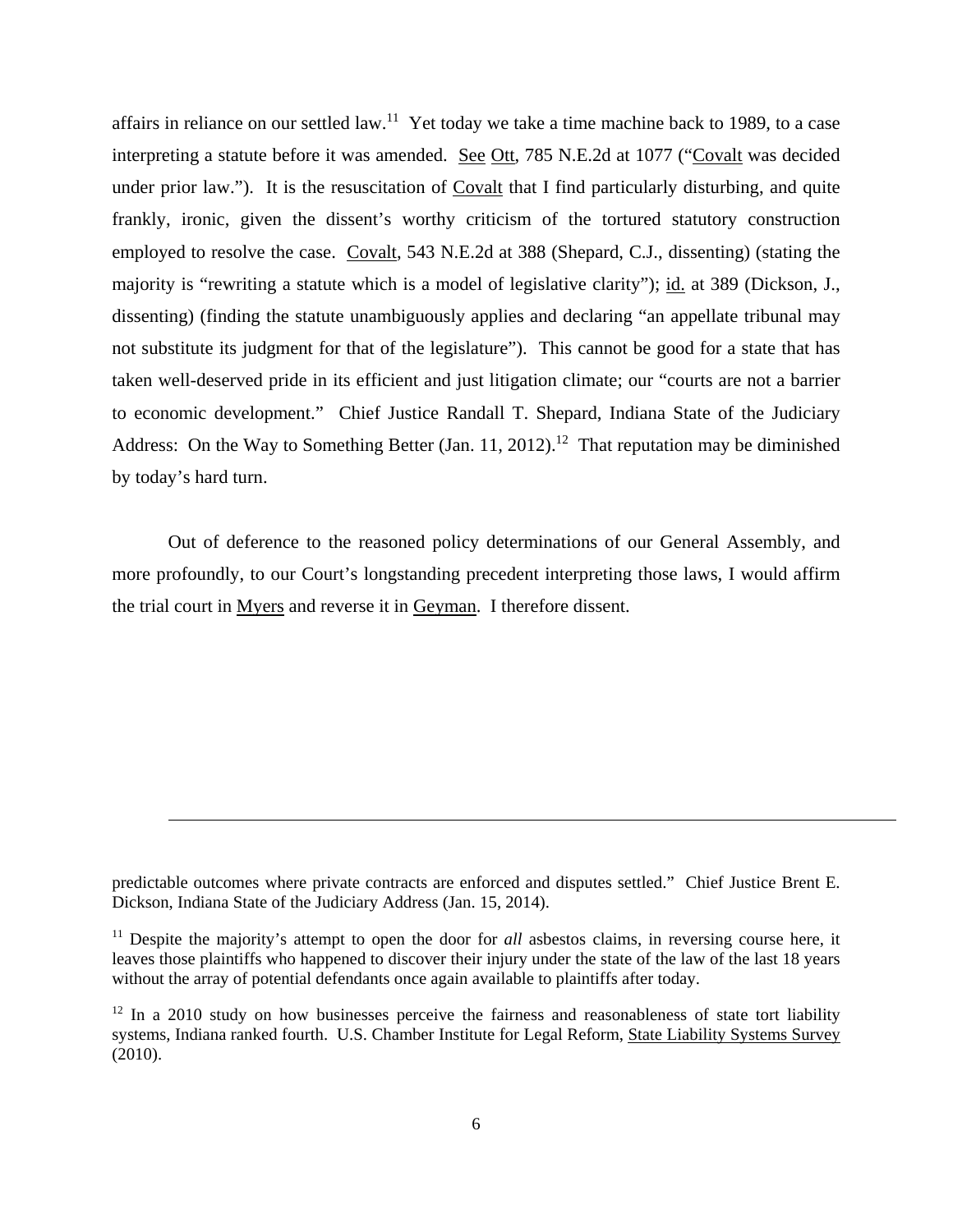affairs in reliance on our settled law.[11] Yet today we take a time machine back to 1989, to a case interpreting a statute before it was amended. See Ott, 785 N.E.2d at 1077 ("Covalt was decided under prior law."). It is the resuscitation of Covalt that I find particularly disturbing, and quite frankly, ironic, given the dissent's worthy criticism of the tortured statutory construction employed to resolve the case. Covalt, 543 N.E.2d at 388 (Shepard, C.J., dissenting) (stating the majority is "rewriting a statute which is a model of legislative clarity"); id. at 389 (Dickson, J., dissenting) (finding the statute unambiguously applies and declaring "an appellate tribunal may not substitute its judgment for that of the legislature"). This cannot be good for a state that has taken well-deserved pride in its efficient and just litigation climate; our "courts are not a barrier to economic development." Chief Justice Randall T. Shepard, Indiana State of the Judiciary Address: On the Way to Something Better (Jan. 11, 2012).[12] That reputation may be diminished by today's hard turn.

Out of deference to the reasoned policy determinations of our General Assembly, and more profoundly, to our Court's longstanding precedent interpreting those laws, I would affirm the trial court in Myers and reverse it in Geyman. I therefore dissent.

---

predictable outcomes where private contracts are enforced and disputes settled." Chief Justice Brent E. Dickson, Indiana State of the Judiciary Address (Jan. 15, 2014).

[11] Despite the majority's attempt to open the door for *all* asbestos claims, in reversing course here, it leaves those plaintiffs who happened to discover their injury under the state of the law of the last 18 years without the array of potential defendants once again available to plaintiffs after today.

[12] In a 2010 study on how businesses perceive the fairness and reasonableness of state tort liability systems, Indiana ranked fourth. U.S. Chamber Institute for Legal Reform, State Liability Systems Survey (2010).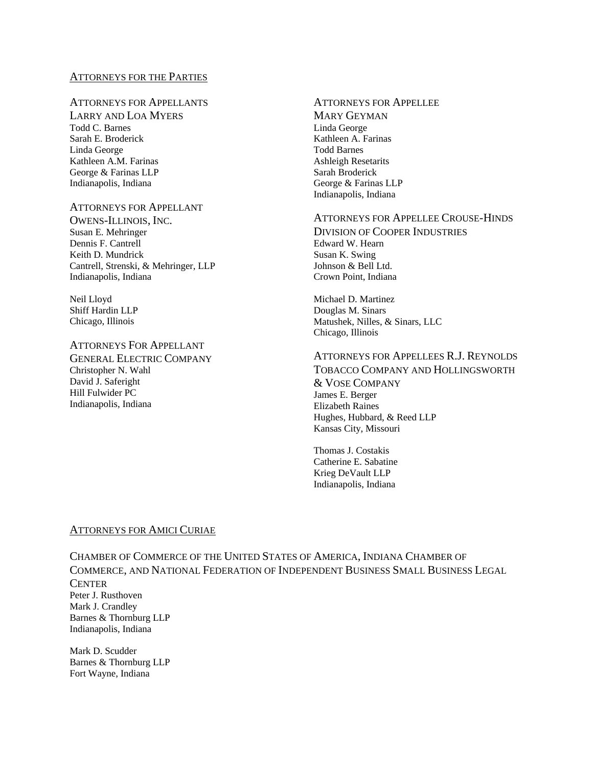ATTORNEYS FOR THE PARTIES

ATTORNEYS FOR APPELLANTS LARRY AND LOA MYERS
Todd C. Barnes
Sarah E. Broderick
Linda George
Kathleen A.M. Farinas
George & Farinas LLP
Indianapolis, Indiana

ATTORNEYS FOR APPELLANT OWENS-ILLINOIS, INC.
Susan E. Mehringer
Dennis F. Cantrell
Keith D. Mundrick
Cantrell, Strenski, & Mehringer, LLP
Indianapolis, Indiana

Neil Lloyd
Shiff Hardin LLP
Chicago, Illinois

ATTORNEYS FOR APPELLANT GENERAL ELECTRIC COMPANY
Christopher N. Wahl
David J. Saferight
Hill Fulwider PC
Indianapolis, Indiana

ATTORNEYS FOR APPELLEE MARY GEYMAN
Linda George
Kathleen A. Farinas
Todd Barnes
Ashleigh Resetarits
Sarah Broderick
George & Farinas LLP
Indianapolis, Indiana

ATTORNEYS FOR APPELLEE CROUSE-HINDS DIVISION OF COOPER INDUSTRIES
Edward W. Hearn
Susan K. Swing
Johnson & Bell Ltd.
Crown Point, Indiana

Michael D. Martinez
Douglas M. Sinars
Matushek, Nilles, & Sinars, LLC
Chicago, Illinois

ATTORNEYS FOR APPELLEES R.J. REYNOLDS TOBACCO COMPANY AND HOLLINGSWORTH & VOSE COMPANY
James E. Berger
Elizabeth Raines
Hughes, Hubbard, & Reed LLP
Kansas City, Missouri

Thomas J. Costakis
Catherine E. Sabatine
Krieg DeVault LLP
Indianapolis, Indiana

ATTORNEYS FOR AMICI CURIAE

CHAMBER OF COMMERCE OF THE UNITED STATES OF AMERICA, INDIANA CHAMBER OF COMMERCE, AND NATIONAL FEDERATION OF INDEPENDENT BUSINESS SMALL BUSINESS LEGAL CENTER
Peter J. Rusthoven
Mark J. Crandley
Barnes & Thornburg LLP
Indianapolis, Indiana

Mark D. Scudder
Barnes & Thornburg LLP
Fort Wayne, Indiana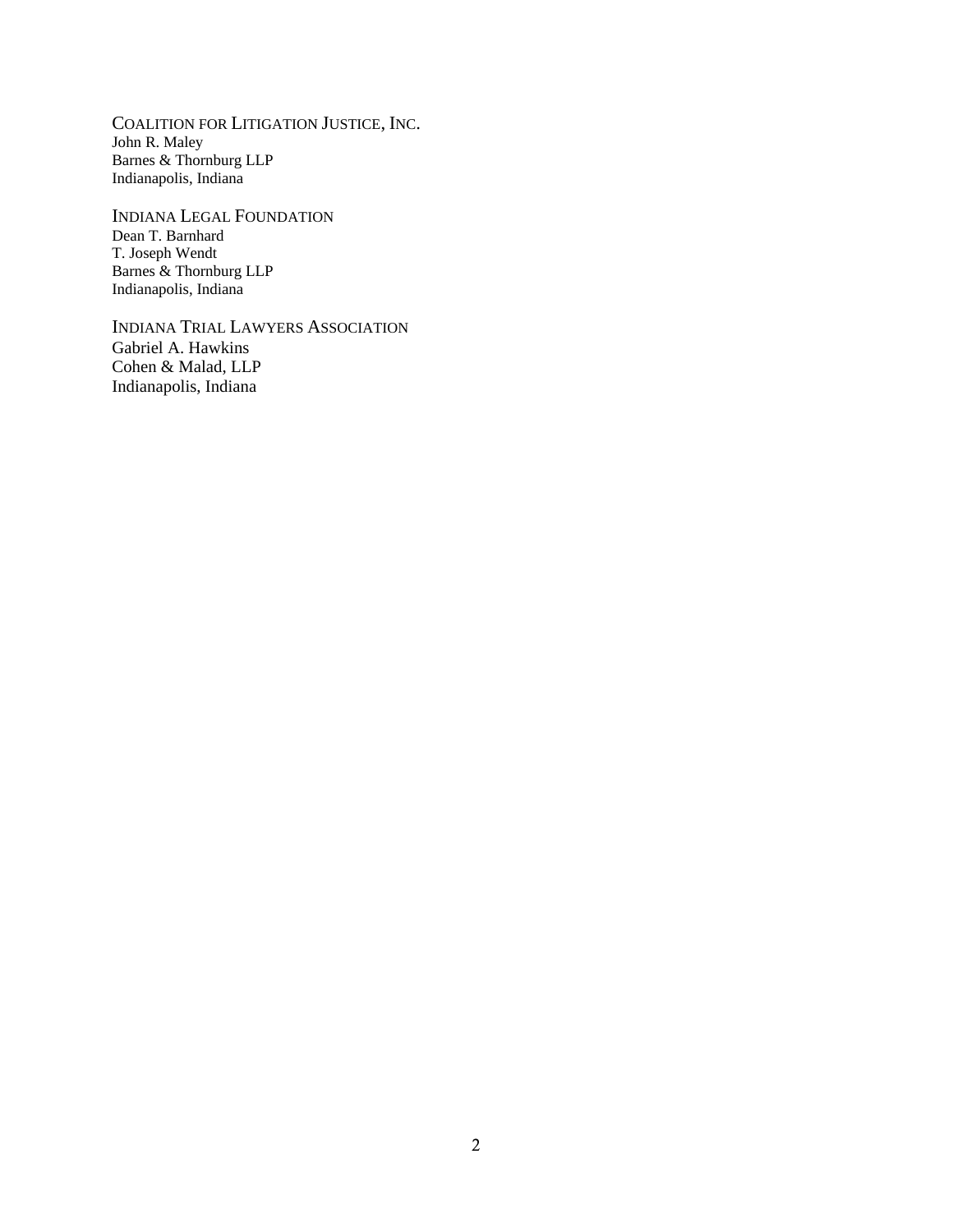COALITION FOR LITIGATION JUSTICE, INC.
John R. Maley
Barnes & Thornburg LLP
Indianapolis, Indiana

INDIANA LEGAL FOUNDATION
Dean T. Barnhard
T. Joseph Wendt
Barnes & Thornburg LLP
Indianapolis, Indiana

INDIANA TRIAL LAWYERS ASSOCIATION
Gabriel A. Hawkins
Cohen & Malad, LLP
Indianapolis, Indiana